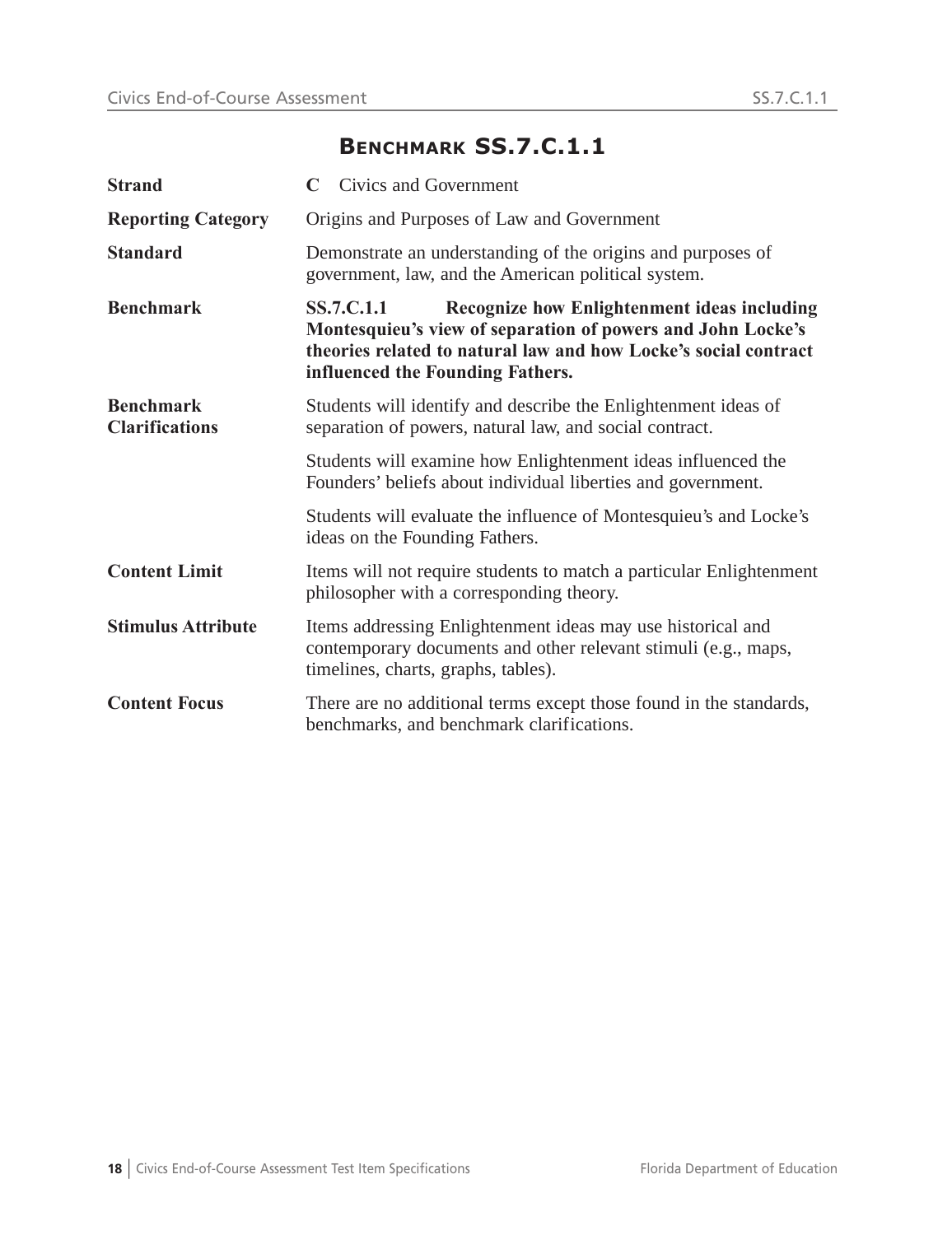# Benchmark SS.7.C.1.1

| | |
|---|---|
| **Strand** | **C** Civics and Government |
| **Reporting Category** | Origins and Purposes of Law and Government |
| **Standard** | Demonstrate an understanding of the origins and purposes of government, law, and the American political system. |
| **Benchmark** | **SS.7.C.1.1 Recognize how Enlightenment ideas including Montesquieu's view of separation of powers and John Locke's theories related to natural law and how Locke's social contract influenced the Founding Fathers.** |
| **Benchmark Clarifications** | Students will identify and describe the Enlightenment ideas of separation of powers, natural law, and social contract.<br><br>Students will examine how Enlightenment ideas influenced the Founders' beliefs about individual liberties and government.<br><br>Students will evaluate the influence of Montesquieu's and Locke's ideas on the Founding Fathers. |
| **Content Limit** | Items will not require students to match a particular Enlightenment philosopher with a corresponding theory. |
| **Stimulus Attribute** | Items addressing Enlightenment ideas may use historical and contemporary documents and other relevant stimuli (e.g., maps, timelines, charts, graphs, tables). |
| **Content Focus** | There are no additional terms except those found in the standards, benchmarks, and benchmark clarifications. |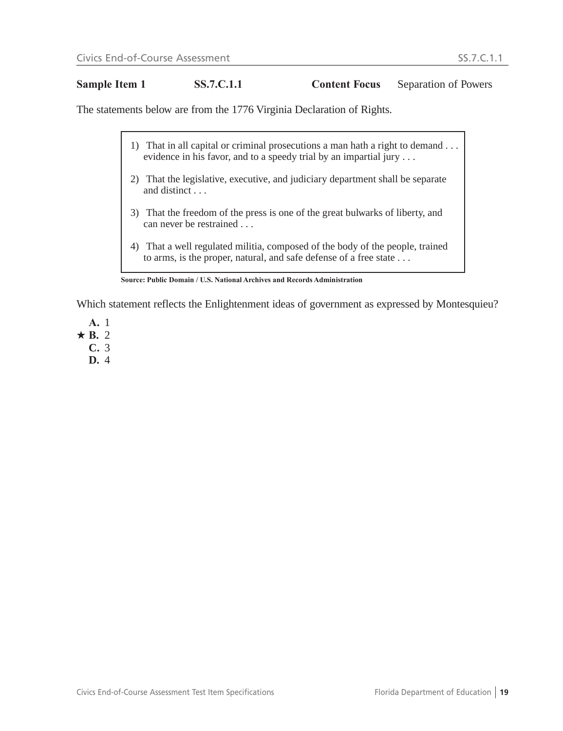**Sample Item 1** **SS.7.C.1.1** **Content Focus** Separation of Powers

The statements below are from the 1776 Virginia Declaration of Rights.

> 1) That in all capital or criminal prosecutions a man hath a right to demand . . . evidence in his favor, and to a speedy trial by an impartial jury . . .
>
> 2) That the legislative, executive, and judiciary department shall be separate and distinct . . .
>
> 3) That the freedom of the press is one of the great bulwarks of liberty, and can never be restrained . . .
>
> 4) That a well regulated militia, composed of the body of the people, trained to arms, is the proper, natural, and safe defense of a free state . . .

**Source: Public Domain / U.S. National Archives and Records Administration**

Which statement reflects the Enlightenment ideas of government as expressed by Montesquieu?

**A.** 1
★ **B.** 2
**C.** 3
**D.** 4